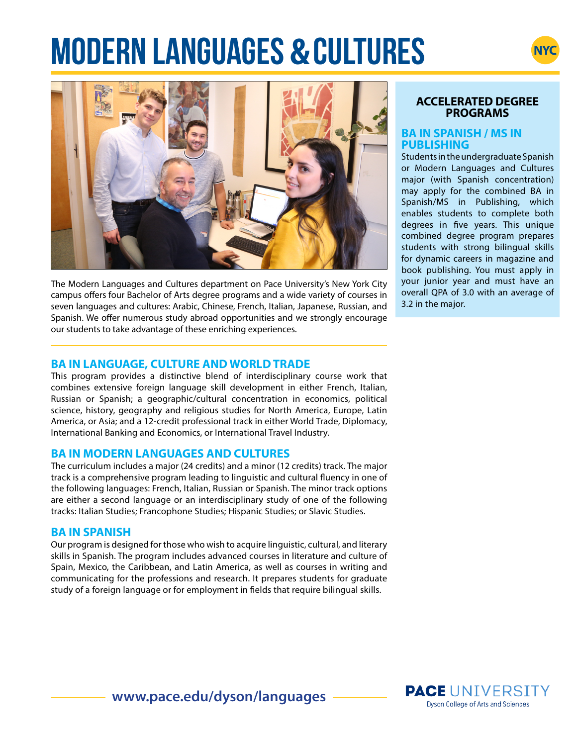# MODERN LANGUAGES & CULTURES

NYC

The Modern Languages and Cultures department on Pace University's New York City campus offers four Bachelor of Arts degree programs and a wide variety of courses in seven languages and cultures: Arabic, Chinese, French, Italian, Japanese, Russian, and Spanish. We offer numerous study abroad opportunities and we strongly encourage our students to take advantage of these enriching experiences.

## BA IN LANGUAGE, CULTURE AND WORLD TRADE

This program provides a distinctive blend of interdisciplinary course work that combines extensive foreign language skill development in either French, Italian, Russian or Spanish; a geographic/cultural concentration in economics, political science, history, geography and religious studies for North America, Europe, Latin America, or Asia; and a 12-credit professional track in either World Trade, Diplomacy, International Banking and Economics, or International Travel Industry.

## BA IN MODERN LANGUAGES AND CULTURES

The curriculum includes a major (24 credits) and a minor (12 credits) track. The major track is a comprehensive program leading to linguistic and cultural fluency in one of the following languages: French, Italian, Russian or Spanish. The minor track options are either a second language or an interdisciplinary study of one of the following tracks: Italian Studies; Francophone Studies; Hispanic Studies; or Slavic Studies.

## BA IN SPANISH

Our program is designed for those who wish to acquire linguistic, cultural, and literary skills in Spanish. The program includes advanced courses in literature and culture of Spain, Mexico, the Caribbean, and Latin America, as well as courses in writing and communicating for the professions and research. It prepares students for graduate study of a foreign language or for employment in fields that require bilingual skills.

## ACCELERATED DEGREE PROGRAMS

### BA IN SPANISH / MS IN PUBLISHING

Students in the undergraduate Spanish or Modern Languages and Cultures major (with Spanish concentration) may apply for the combined BA in Spanish/MS in Publishing, which enables students to complete both degrees in five years. This unique combined degree program prepares students with strong bilingual skills for dynamic careers in magazine and book publishing. You must apply in your junior year and must have an overall QPA of 3.0 with an average of 3.2 in the major.

www.pace.edu/dyson/languages

PACE UNIVERSITY
Dyson College of Arts and Sciences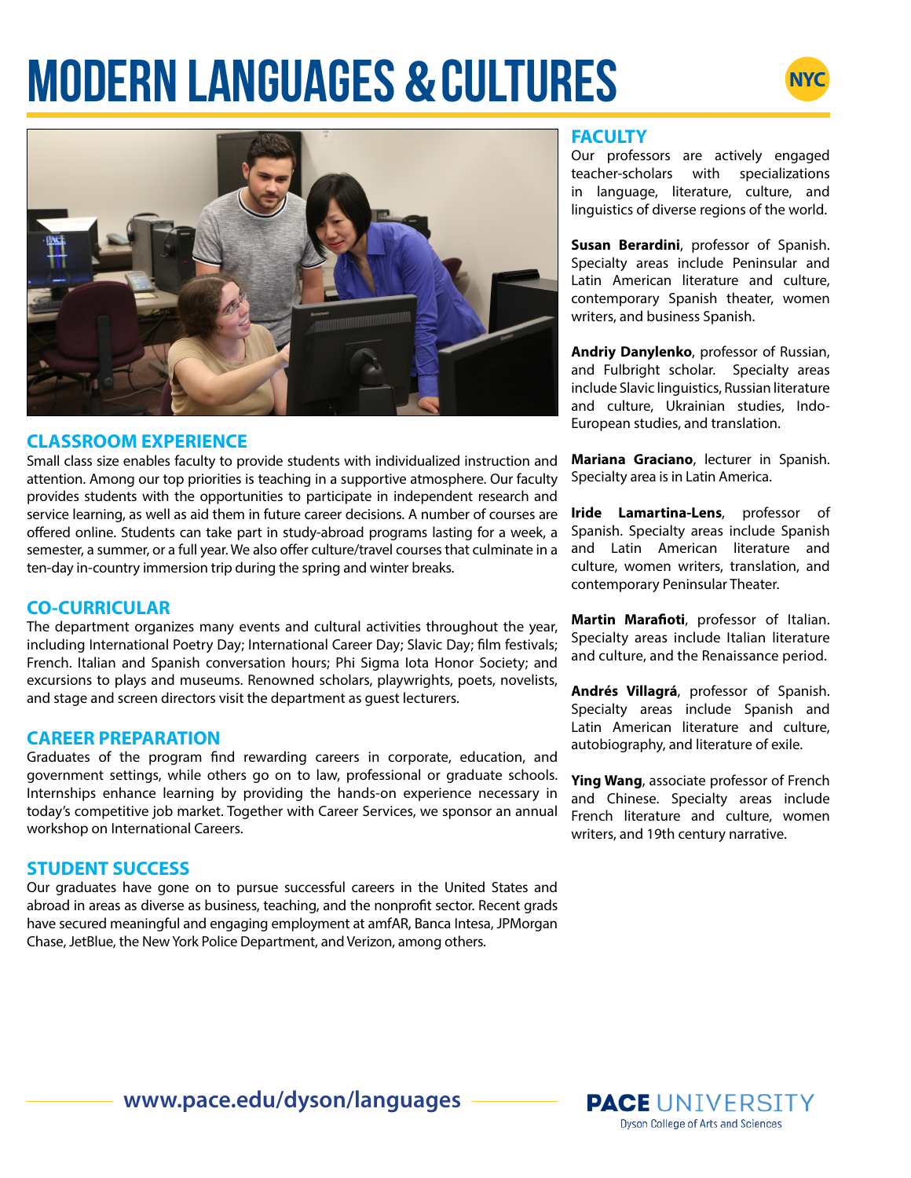# MODERN LANGUAGES & CULTURES

NYC

## CLASSROOM EXPERIENCE

Small class size enables faculty to provide students with individualized instruction and attention. Among our top priorities is teaching in a supportive atmosphere. Our faculty provides students with the opportunities to participate in independent research and service learning, as well as aid them in future career decisions. A number of courses are offered online. Students can take part in study-abroad programs lasting for a week, a semester, a summer, or a full year. We also offer culture/travel courses that culminate in a ten-day in-country immersion trip during the spring and winter breaks.

## CO-CURRICULAR

The department organizes many events and cultural activities throughout the year, including International Poetry Day; International Career Day; Slavic Day; film festivals; French. Italian and Spanish conversation hours; Phi Sigma Iota Honor Society; and excursions to plays and museums. Renowned scholars, playwrights, poets, novelists, and stage and screen directors visit the department as guest lecturers.

## CAREER PREPARATION

Graduates of the program find rewarding careers in corporate, education, and government settings, while others go on to law, professional or graduate schools. Internships enhance learning by providing the hands-on experience necessary in today's competitive job market. Together with Career Services, we sponsor an annual workshop on International Careers.

## STUDENT SUCCESS

Our graduates have gone on to pursue successful careers in the United States and abroad in areas as diverse as business, teaching, and the nonprofit sector. Recent grads have secured meaningful and engaging employment at amfAR, Banca Intesa, JPMorgan Chase, JetBlue, the New York Police Department, and Verizon, among others.

## FACULTY

Our professors are actively engaged teacher-scholars with specializations in language, literature, culture, and linguistics of diverse regions of the world.

**Susan Berardini**, professor of Spanish. Specialty areas include Peninsular and Latin American literature and culture, contemporary Spanish theater, women writers, and business Spanish.

**Andriy Danylenko**, professor of Russian, and Fulbright scholar. Specialty areas include Slavic linguistics, Russian literature and culture, Ukrainian studies, Indo-European studies, and translation.

**Mariana Graciano**, lecturer in Spanish. Specialty area is in Latin America.

**Iride Lamartina-Lens**, professor of Spanish. Specialty areas include Spanish and Latin American literature and culture, women writers, translation, and contemporary Peninsular Theater.

**Martin Marafioti**, professor of Italian. Specialty areas include Italian literature and culture, and the Renaissance period.

**Andrés Villagrá**, professor of Spanish. Specialty areas include Spanish and Latin American literature and culture, autobiography, and literature of exile.

**Ying Wang**, associate professor of French and Chinese. Specialty areas include French literature and culture, women writers, and 19th century narrative.

www.pace.edu/dyson/languages

PACE UNIVERSITY
Dyson College of Arts and Sciences